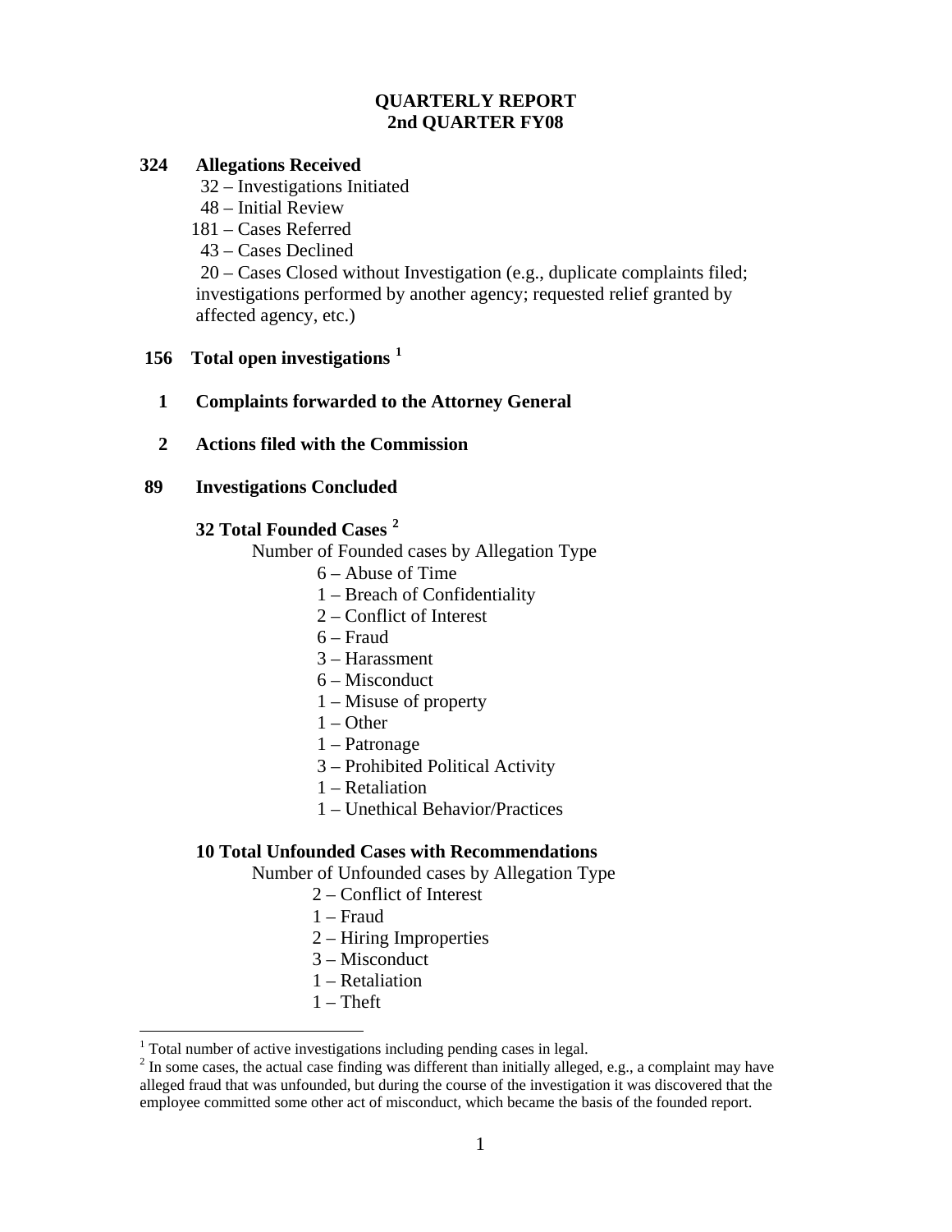# QUARTERLY REPORT
## 2nd QUARTER FY08

**324 Allegations Received**

- 32 – Investigations Initiated
- 48 – Initial Review
- 181 – Cases Referred
- 43 – Cases Declined
- 20 – Cases Closed without Investigation (e.g., duplicate complaints filed; investigations performed by another agency; requested relief granted by affected agency, etc.)

**156 Total open investigations [1]**

**1 Complaints forwarded to the Attorney General**

**2 Actions filed with the Commission**

**89 Investigations Concluded**

**32 Total Founded Cases [2]**

Number of Founded cases by Allegation Type

- 6 – Abuse of Time
- 1 – Breach of Confidentiality
- 2 – Conflict of Interest
- 6 – Fraud
- 3 – Harassment
- 6 – Misconduct
- 1 – Misuse of property
- 1 – Other
- 1 – Patronage
- 3 – Prohibited Political Activity
- 1 – Retaliation
- 1 – Unethical Behavior/Practices

**10 Total Unfounded Cases with Recommendations**

Number of Unfounded cases by Allegation Type

- 2 – Conflict of Interest
- 1 – Fraud
- 2 – Hiring Improperties
- 3 – Misconduct
- 1 – Retaliation
- 1 – Theft

---

[1] Total number of active investigations including pending cases in legal.

[2] In some cases, the actual case finding was different than initially alleged, e.g., a complaint may have alleged fraud that was unfounded, but during the course of the investigation it was discovered that the employee committed some other act of misconduct, which became the basis of the founded report.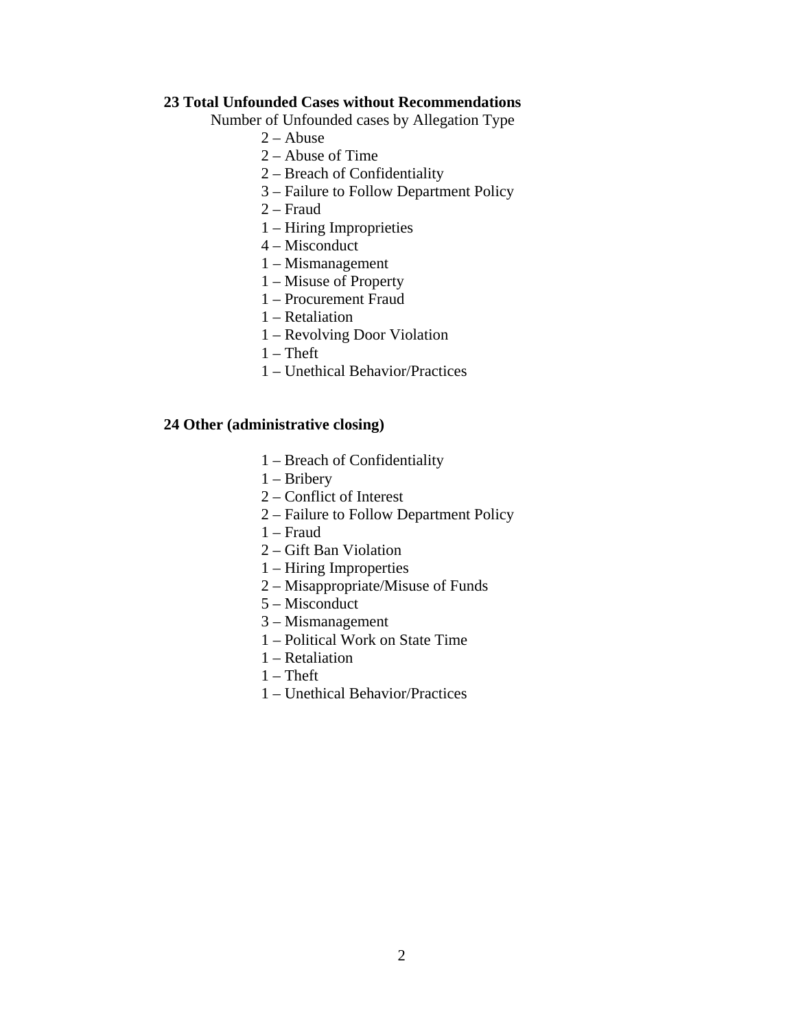**23 Total Unfounded Cases without Recommendations**

Number of Unfounded cases by Allegation Type

- 2 – Abuse
- 2 – Abuse of Time
- 2 – Breach of Confidentiality
- 3 – Failure to Follow Department Policy
- 2 – Fraud
- 1 – Hiring Improprieties
- 4 – Misconduct
- 1 – Mismanagement
- 1 – Misuse of Property
- 1 – Procurement Fraud
- 1 – Retaliation
- 1 – Revolving Door Violation
- 1 – Theft
- 1 – Unethical Behavior/Practices

**24 Other (administrative closing)**

- 1 – Breach of Confidentiality
- 1 – Bribery
- 2 – Conflict of Interest
- 2 – Failure to Follow Department Policy
- 1 – Fraud
- 2 – Gift Ban Violation
- 1 – Hiring Improperties
- 2 – Misappropriate/Misuse of Funds
- 5 – Misconduct
- 3 – Mismanagement
- 1 – Political Work on State Time
- 1 – Retaliation
- 1 – Theft
- 1 – Unethical Behavior/Practices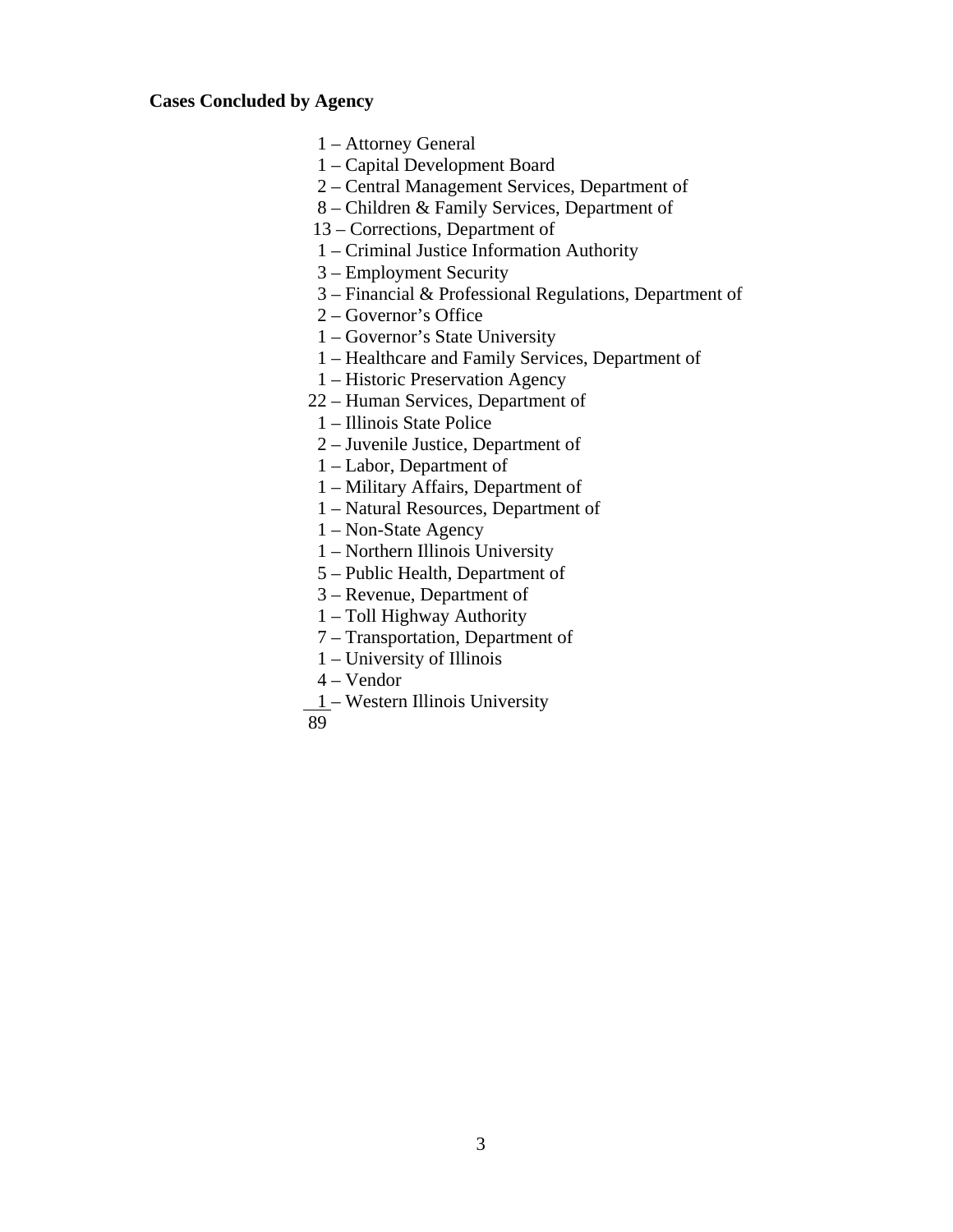**Cases Concluded by Agency**

1 – Attorney General
1 – Capital Development Board
2 – Central Management Services, Department of
8 – Children & Family Services, Department of
13 – Corrections, Department of
1 – Criminal Justice Information Authority
3 – Employment Security
3 – Financial & Professional Regulations, Department of
2 – Governor's Office
1 – Governor's State University
1 – Healthcare and Family Services, Department of
1 – Historic Preservation Agency
22 – Human Services, Department of
1 – Illinois State Police
2 – Juvenile Justice, Department of
1 – Labor, Department of
1 – Military Affairs, Department of
1 – Natural Resources, Department of
1 – Non-State Agency
1 – Northern Illinois University
5 – Public Health, Department of
3 – Revenue, Department of
1 – Toll Highway Authority
7 – Transportation, Department of
1 – University of Illinois
4 – Vendor
1 – Western Illinois University
89